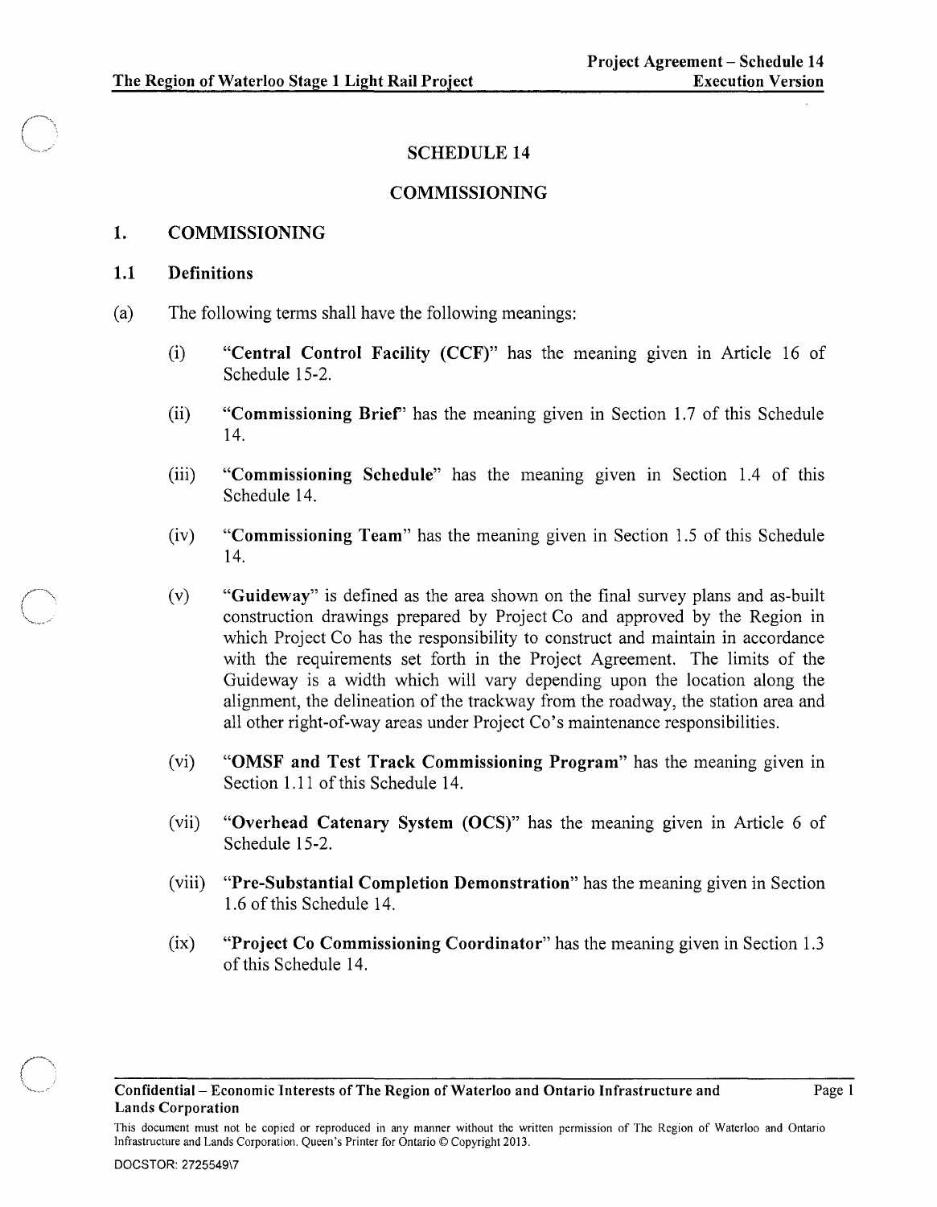# SCHEDULE 14

# COMMISSIONING

## 1. COMMISSIONING

### 1.1 Definitions

(a) The following terms shall have the following meanings:

(i) "**Central Control Facility (CCF)**" has the meaning given in Article 16 of Schedule 15-2.

(ii) "**Commissioning Brief**" has the meaning given in Section 1.7 of this Schedule 14.

(iii) "**Commissioning Schedule**" has the meaning given in Section 1.4 of this Schedule 14.

(iv) "**Commissioning Team**" has the meaning given in Section 1.5 of this Schedule 14.

(v) "**Guideway**" is defined as the area shown on the final survey plans and as-built construction drawings prepared by Project Co and approved by the Region in which Project Co has the responsibility to construct and maintain in accordance with the requirements set forth in the Project Agreement. The limits of the Guideway is a width which will vary depending upon the location along the alignment, the delineation of the trackway from the roadway, the station area and all other right-of-way areas under Project Co's maintenance responsibilities.

(vi) "**OMSF and Test Track Commissioning Program**" has the meaning given in Section 1.11 of this Schedule 14.

(vii) "**Overhead Catenary System (OCS)**" has the meaning given in Article 6 of Schedule 15-2.

(viii) "**Pre-Substantial Completion Demonstration**" has the meaning given in Section 1.6 of this Schedule 14.

(ix) "**Project Co Commissioning Coordinator**" has the meaning given in Section 1.3 of this Schedule 14.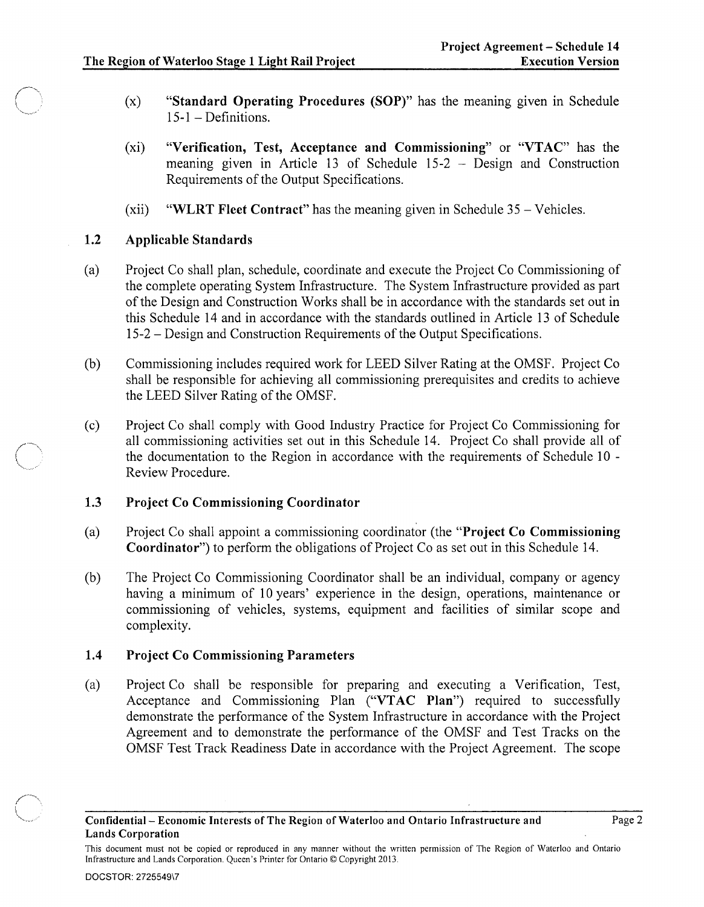(x) "**Standard Operating Procedures (SOP)**" has the meaning given in Schedule 15-1 – Definitions.

(xi) "**Verification, Test, Acceptance and Commissioning**" or "**VTAC**" has the meaning given in Article 13 of Schedule 15-2 – Design and Construction Requirements of the Output Specifications.

(xii) "**WLRT Fleet Contract**" has the meaning given in Schedule 35 – Vehicles.

### 1.2 Applicable Standards

(a) Project Co shall plan, schedule, coordinate and execute the Project Co Commissioning of the complete operating System Infrastructure. The System Infrastructure provided as part of the Design and Construction Works shall be in accordance with the standards set out in this Schedule 14 and in accordance with the standards outlined in Article 13 of Schedule 15-2 – Design and Construction Requirements of the Output Specifications.

(b) Commissioning includes required work for LEED Silver Rating at the OMSF. Project Co shall be responsible for achieving all commissioning prerequisites and credits to achieve the LEED Silver Rating of the OMSF.

(c) Project Co shall comply with Good Industry Practice for Project Co Commissioning for all commissioning activities set out in this Schedule 14. Project Co shall provide all of the documentation to the Region in accordance with the requirements of Schedule 10 - Review Procedure.

### 1.3 Project Co Commissioning Coordinator

(a) Project Co shall appoint a commissioning coordinator (the "**Project Co Commissioning Coordinator**") to perform the obligations of Project Co as set out in this Schedule 14.

(b) The Project Co Commissioning Coordinator shall be an individual, company or agency having a minimum of 10 years' experience in the design, operations, maintenance or commissioning of vehicles, systems, equipment and facilities of similar scope and complexity.

### 1.4 Project Co Commissioning Parameters

(a) Project Co shall be responsible for preparing and executing a Verification, Test, Acceptance and Commissioning Plan ("**VTAC Plan**") required to successfully demonstrate the performance of the System Infrastructure in accordance with the Project Agreement and to demonstrate the performance of the OMSF and Test Tracks on the OMSF Test Track Readiness Date in accordance with the Project Agreement. The scope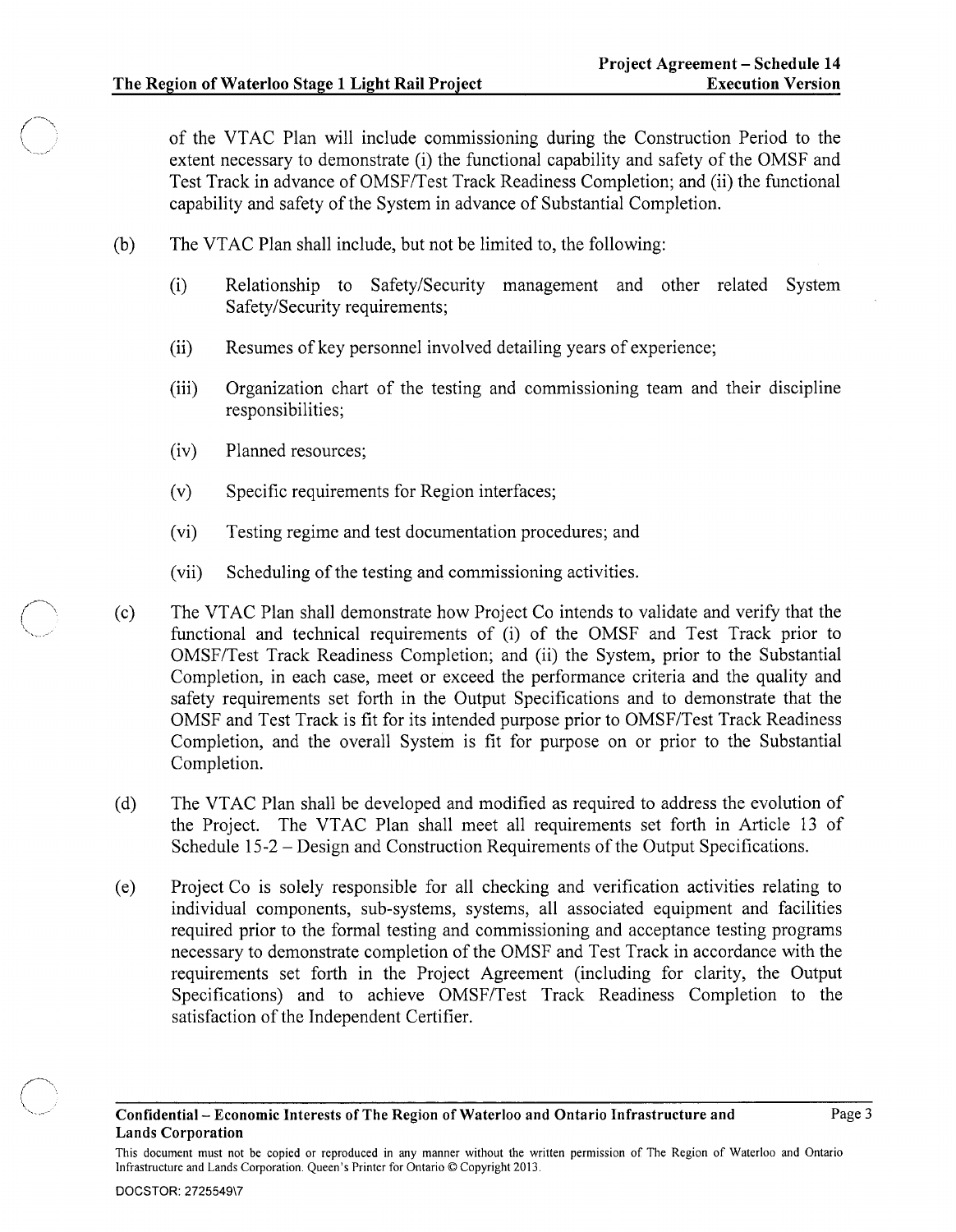of the VTAC Plan will include commissioning during the Construction Period to the extent necessary to demonstrate (i) the functional capability and safety of the OMSF and Test Track in advance of OMSF/Test Track Readiness Completion; and (ii) the functional capability and safety of the System in advance of Substantial Completion.

(b) The VTAC Plan shall include, but not be limited to, the following:

(i) Relationship to Safety/Security management and other related System Safety/Security requirements;

(ii) Resumes of key personnel involved detailing years of experience;

(iii) Organization chart of the testing and commissioning team and their discipline responsibilities;

(iv) Planned resources;

(v) Specific requirements for Region interfaces;

(vi) Testing regime and test documentation procedures; and

(vii) Scheduling of the testing and commissioning activities.

(c) The VTAC Plan shall demonstrate how Project Co intends to validate and verify that the functional and technical requirements of (i) of the OMSF and Test Track prior to OMSF/Test Track Readiness Completion; and (ii) the System, prior to the Substantial Completion, in each case, meet or exceed the performance criteria and the quality and safety requirements set forth in the Output Specifications and to demonstrate that the OMSF and Test Track is fit for its intended purpose prior to OMSF/Test Track Readiness Completion, and the overall System is fit for purpose on or prior to the Substantial Completion.

(d) The VTAC Plan shall be developed and modified as required to address the evolution of the Project. The VTAC Plan shall meet all requirements set forth in Article 13 of Schedule 15-2 – Design and Construction Requirements of the Output Specifications.

(e) Project Co is solely responsible for all checking and verification activities relating to individual components, sub-systems, systems, all associated equipment and facilities required prior to the formal testing and commissioning and acceptance testing programs necessary to demonstrate completion of the OMSF and Test Track in accordance with the requirements set forth in the Project Agreement (including for clarity, the Output Specifications) and to achieve OMSF/Test Track Readiness Completion to the satisfaction of the Independent Certifier.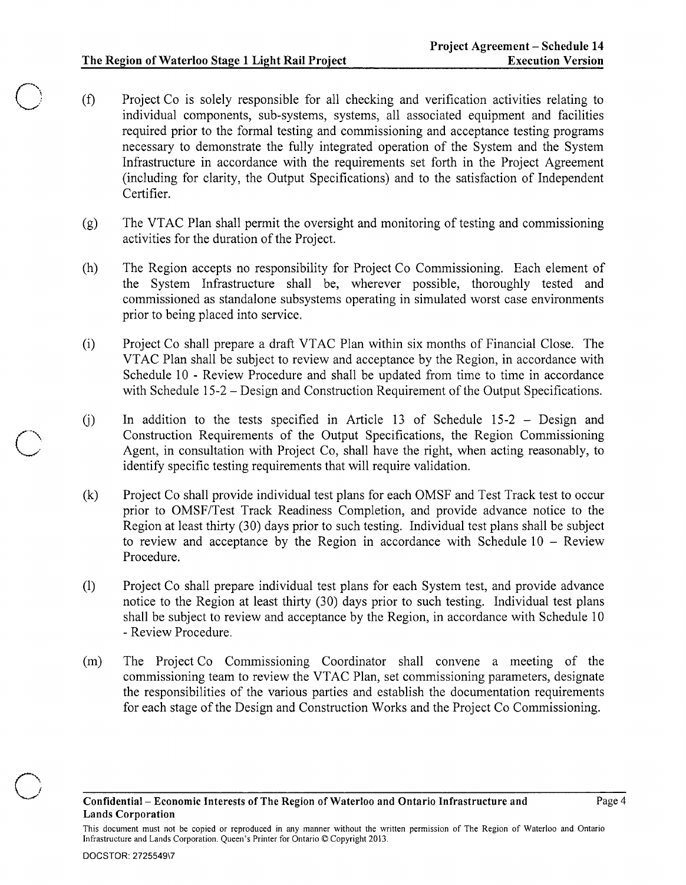(f) Project Co is solely responsible for all checking and verification activities relating to individual components, sub-systems, systems, all associated equipment and facilities required prior to the formal testing and commissioning and acceptance testing programs necessary to demonstrate the fully integrated operation of the System and the System Infrastructure in accordance with the requirements set forth in the Project Agreement (including for clarity, the Output Specifications) and to the satisfaction of Independent Certifier.

(g) The VTAC Plan shall permit the oversight and monitoring of testing and commissioning activities for the duration of the Project.

(h) The Region accepts no responsibility for Project Co Commissioning. Each element of the System Infrastructure shall be, wherever possible, thoroughly tested and commissioned as standalone subsystems operating in simulated worst case environments prior to being placed into service.

(i) Project Co shall prepare a draft VTAC Plan within six months of Financial Close. The VTAC Plan shall be subject to review and acceptance by the Region, in accordance with Schedule 10 - Review Procedure and shall be updated from time to time in accordance with Schedule 15-2 – Design and Construction Requirement of the Output Specifications.

(j) In addition to the tests specified in Article 13 of Schedule 15-2 – Design and Construction Requirements of the Output Specifications, the Region Commissioning Agent, in consultation with Project Co, shall have the right, when acting reasonably, to identify specific testing requirements that will require validation.

(k) Project Co shall provide individual test plans for each OMSF and Test Track test to occur prior to OMSF/Test Track Readiness Completion, and provide advance notice to the Region at least thirty (30) days prior to such testing. Individual test plans shall be subject to review and acceptance by the Region in accordance with Schedule 10 – Review Procedure.

(l) Project Co shall prepare individual test plans for each System test, and provide advance notice to the Region at least thirty (30) days prior to such testing. Individual test plans shall be subject to review and acceptance by the Region, in accordance with Schedule 10 - Review Procedure.

(m) The Project Co Commissioning Coordinator shall convene a meeting of the commissioning team to review the VTAC Plan, set commissioning parameters, designate the responsibilities of the various parties and establish the documentation requirements for each stage of the Design and Construction Works and the Project Co Commissioning.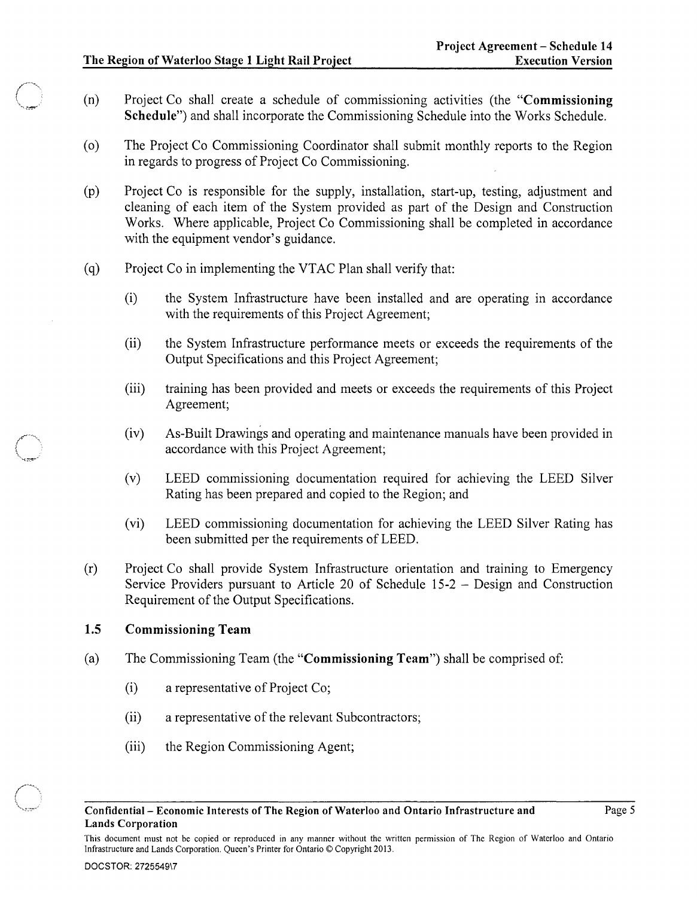(n) Project Co shall create a schedule of commissioning activities (the "**Commissioning Schedule**") and shall incorporate the Commissioning Schedule into the Works Schedule.

(o) The Project Co Commissioning Coordinator shall submit monthly reports to the Region in regards to progress of Project Co Commissioning.

(p) Project Co is responsible for the supply, installation, start-up, testing, adjustment and cleaning of each item of the System provided as part of the Design and Construction Works. Where applicable, Project Co Commissioning shall be completed in accordance with the equipment vendor's guidance.

(q) Project Co in implementing the VTAC Plan shall verify that:

(i) the System Infrastructure have been installed and are operating in accordance with the requirements of this Project Agreement;

(ii) the System Infrastructure performance meets or exceeds the requirements of the Output Specifications and this Project Agreement;

(iii) training has been provided and meets or exceeds the requirements of this Project Agreement;

(iv) As-Built Drawings and operating and maintenance manuals have been provided in accordance with this Project Agreement;

(v) LEED commissioning documentation required for achieving the LEED Silver Rating has been prepared and copied to the Region; and

(vi) LEED commissioning documentation for achieving the LEED Silver Rating has been submitted per the requirements of LEED.

(r) Project Co shall provide System Infrastructure orientation and training to Emergency Service Providers pursuant to Article 20 of Schedule 15-2 – Design and Construction Requirement of the Output Specifications.

### 1.5 Commissioning Team

(a) The Commissioning Team (the "**Commissioning Team**") shall be comprised of:

(i) a representative of Project Co;

(ii) a representative of the relevant Subcontractors;

(iii) the Region Commissioning Agent;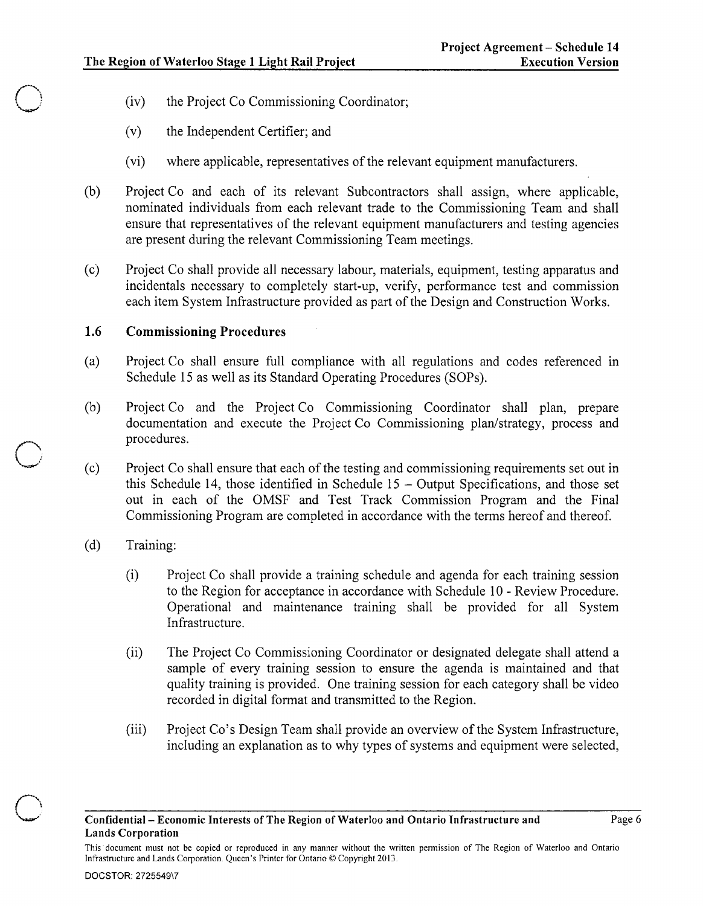(iv) the Project Co Commissioning Coordinator;

(v) the Independent Certifier; and

(vi) where applicable, representatives of the relevant equipment manufacturers.

(b) Project Co and each of its relevant Subcontractors shall assign, where applicable, nominated individuals from each relevant trade to the Commissioning Team and shall ensure that representatives of the relevant equipment manufacturers and testing agencies are present during the relevant Commissioning Team meetings.

(c) Project Co shall provide all necessary labour, materials, equipment, testing apparatus and incidentals necessary to completely start-up, verify, performance test and commission each item System Infrastructure provided as part of the Design and Construction Works.

### 1.6 Commissioning Procedures

(a) Project Co shall ensure full compliance with all regulations and codes referenced in Schedule 15 as well as its Standard Operating Procedures (SOPs).

(b) Project Co and the Project Co Commissioning Coordinator shall plan, prepare documentation and execute the Project Co Commissioning plan/strategy, process and procedures.

(c) Project Co shall ensure that each of the testing and commissioning requirements set out in this Schedule 14, those identified in Schedule 15 – Output Specifications, and those set out in each of the OMSF and Test Track Commission Program and the Final Commissioning Program are completed in accordance with the terms hereof and thereof.

(d) Training:

(i) Project Co shall provide a training schedule and agenda for each training session to the Region for acceptance in accordance with Schedule 10 - Review Procedure. Operational and maintenance training shall be provided for all System Infrastructure.

(ii) The Project Co Commissioning Coordinator or designated delegate shall attend a sample of every training session to ensure the agenda is maintained and that quality training is provided. One training session for each category shall be video recorded in digital format and transmitted to the Region.

(iii) Project Co's Design Team shall provide an overview of the System Infrastructure, including an explanation as to why types of systems and equipment were selected,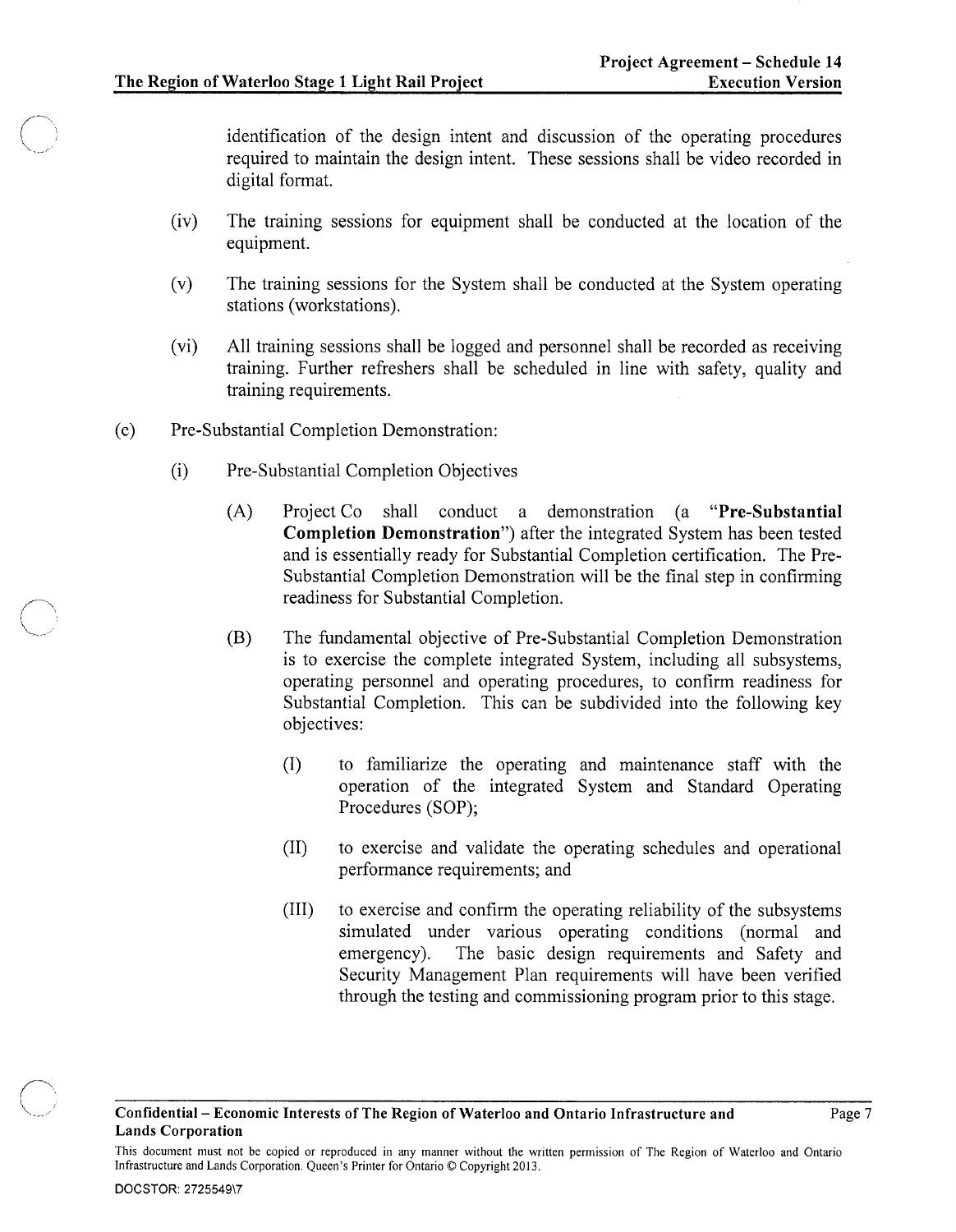identification of the design intent and discussion of the operating procedures required to maintain the design intent. These sessions shall be video recorded in digital format.

(iv) The training sessions for equipment shall be conducted at the location of the equipment.

(v) The training sessions for the System shall be conducted at the System operating stations (workstations).

(vi) All training sessions shall be logged and personnel shall be recorded as receiving training. Further refreshers shall be scheduled in line with safety, quality and training requirements.

(e) Pre-Substantial Completion Demonstration:

(i) Pre-Substantial Completion Objectives

(A) Project Co shall conduct a demonstration (a "**Pre-Substantial Completion Demonstration**") after the integrated System has been tested and is essentially ready for Substantial Completion certification. The Pre-Substantial Completion Demonstration will be the final step in confirming readiness for Substantial Completion.

(B) The fundamental objective of Pre-Substantial Completion Demonstration is to exercise the complete integrated System, including all subsystems, operating personnel and operating procedures, to confirm readiness for Substantial Completion. This can be subdivided into the following key objectives:

(I) to familiarize the operating and maintenance staff with the operation of the integrated System and Standard Operating Procedures (SOP);

(II) to exercise and validate the operating schedules and operational performance requirements; and

(III) to exercise and confirm the operating reliability of the subsystems simulated under various operating conditions (normal and emergency). The basic design requirements and Safety and Security Management Plan requirements will have been verified through the testing and commissioning program prior to this stage.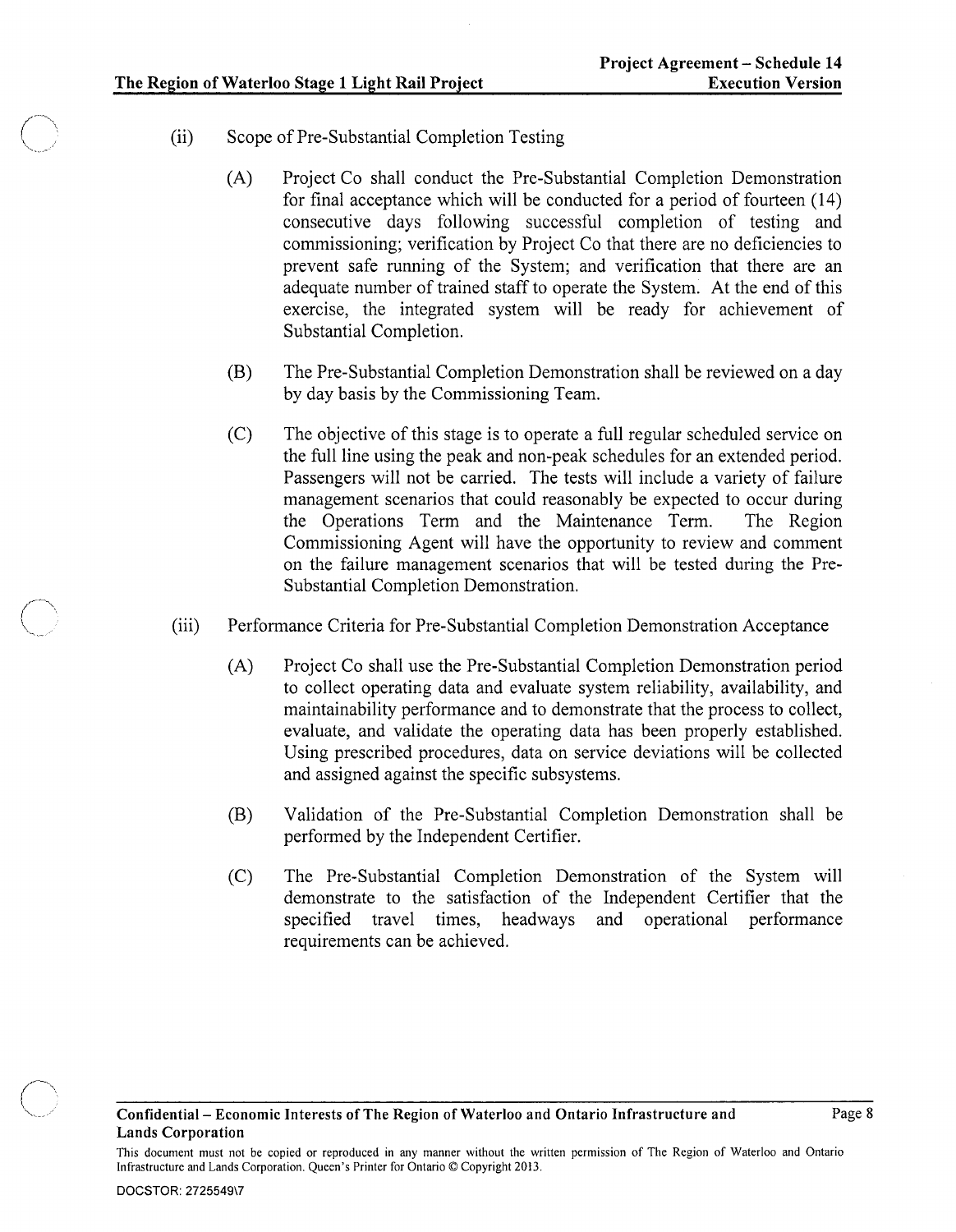(ii) Scope of Pre-Substantial Completion Testing

(A) Project Co shall conduct the Pre-Substantial Completion Demonstration for final acceptance which will be conducted for a period of fourteen (14) consecutive days following successful completion of testing and commissioning; verification by Project Co that there are no deficiencies to prevent safe running of the System; and verification that there are an adequate number of trained staff to operate the System. At the end of this exercise, the integrated system will be ready for achievement of Substantial Completion.

(B) The Pre-Substantial Completion Demonstration shall be reviewed on a day by day basis by the Commissioning Team.

(C) The objective of this stage is to operate a full regular scheduled service on the full line using the peak and non-peak schedules for an extended period. Passengers will not be carried. The tests will include a variety of failure management scenarios that could reasonably be expected to occur during the Operations Term and the Maintenance Term. The Region Commissioning Agent will have the opportunity to review and comment on the failure management scenarios that will be tested during the Pre-Substantial Completion Demonstration.

(iii) Performance Criteria for Pre-Substantial Completion Demonstration Acceptance

(A) Project Co shall use the Pre-Substantial Completion Demonstration period to collect operating data and evaluate system reliability, availability, and maintainability performance and to demonstrate that the process to collect, evaluate, and validate the operating data has been properly established. Using prescribed procedures, data on service deviations will be collected and assigned against the specific subsystems.

(B) Validation of the Pre-Substantial Completion Demonstration shall be performed by the Independent Certifier.

(C) The Pre-Substantial Completion Demonstration of the System will demonstrate to the satisfaction of the Independent Certifier that the specified travel times, headways and operational performance requirements can be achieved.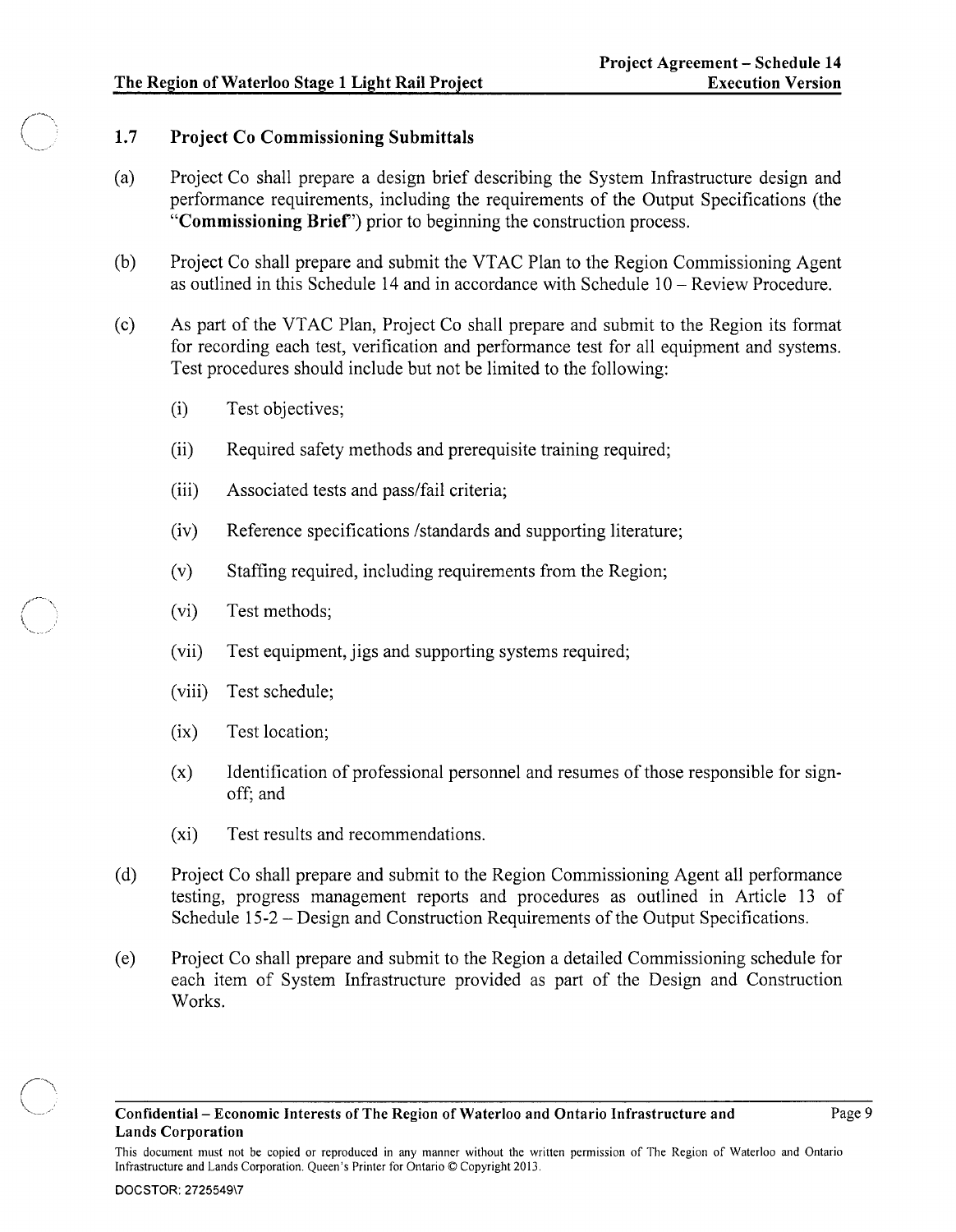### 1.7 Project Co Commissioning Submittals

(a) Project Co shall prepare a design brief describing the System Infrastructure design and performance requirements, including the requirements of the Output Specifications (the "**Commissioning Brief**") prior to beginning the construction process.

(b) Project Co shall prepare and submit the VTAC Plan to the Region Commissioning Agent as outlined in this Schedule 14 and in accordance with Schedule 10 – Review Procedure.

(c) As part of the VTAC Plan, Project Co shall prepare and submit to the Region its format for recording each test, verification and performance test for all equipment and systems. Test procedures should include but not be limited to the following:

(i) Test objectives;

(ii) Required safety methods and prerequisite training required;

(iii) Associated tests and pass/fail criteria;

(iv) Reference specifications /standards and supporting literature;

(v) Staffing required, including requirements from the Region;

(vi) Test methods;

(vii) Test equipment, jigs and supporting systems required;

(viii) Test schedule;

(ix) Test location;

(x) Identification of professional personnel and resumes of those responsible for sign-off; and

(xi) Test results and recommendations.

(d) Project Co shall prepare and submit to the Region Commissioning Agent all performance testing, progress management reports and procedures as outlined in Article 13 of Schedule 15-2 – Design and Construction Requirements of the Output Specifications.

(e) Project Co shall prepare and submit to the Region a detailed Commissioning schedule for each item of System Infrastructure provided as part of the Design and Construction Works.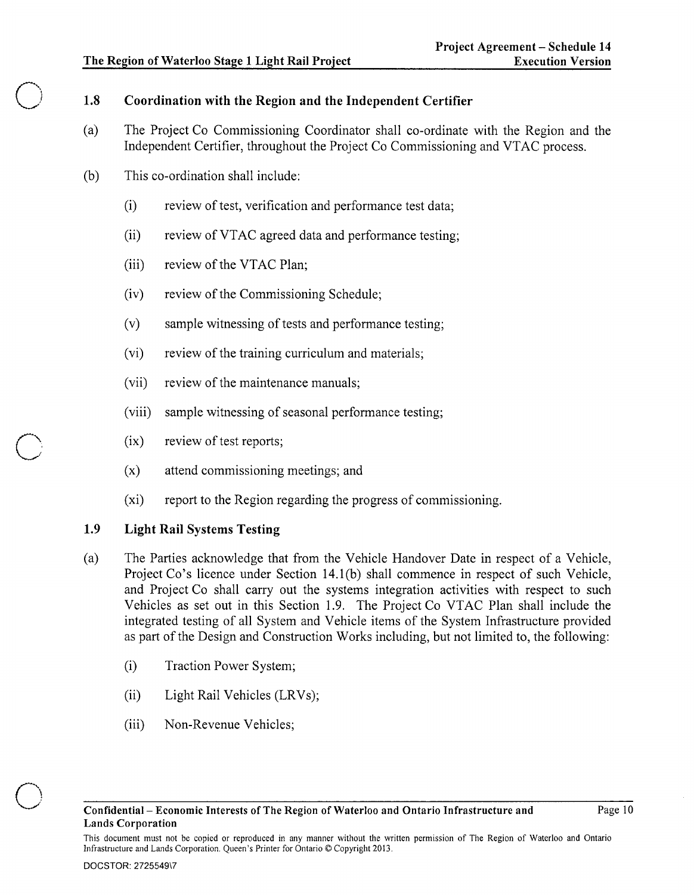### 1.8 Coordination with the Region and the Independent Certifier

(a) The Project Co Commissioning Coordinator shall co-ordinate with the Region and the Independent Certifier, throughout the Project Co Commissioning and VTAC process.

(b) This co-ordination shall include:

(i) review of test, verification and performance test data;

(ii) review of VTAC agreed data and performance testing;

(iii) review of the VTAC Plan;

(iv) review of the Commissioning Schedule;

(v) sample witnessing of tests and performance testing;

(vi) review of the training curriculum and materials;

(vii) review of the maintenance manuals;

(viii) sample witnessing of seasonal performance testing;

(ix) review of test reports;

(x) attend commissioning meetings; and

(xi) report to the Region regarding the progress of commissioning.

### 1.9 Light Rail Systems Testing

(a) The Parties acknowledge that from the Vehicle Handover Date in respect of a Vehicle, Project Co's licence under Section 14.1(b) shall commence in respect of such Vehicle, and Project Co shall carry out the systems integration activities with respect to such Vehicles as set out in this Section 1.9. The Project Co VTAC Plan shall include the integrated testing of all System and Vehicle items of the System Infrastructure provided as part of the Design and Construction Works including, but not limited to, the following:

(i) Traction Power System;

(ii) Light Rail Vehicles (LRVs);

(iii) Non-Revenue Vehicles;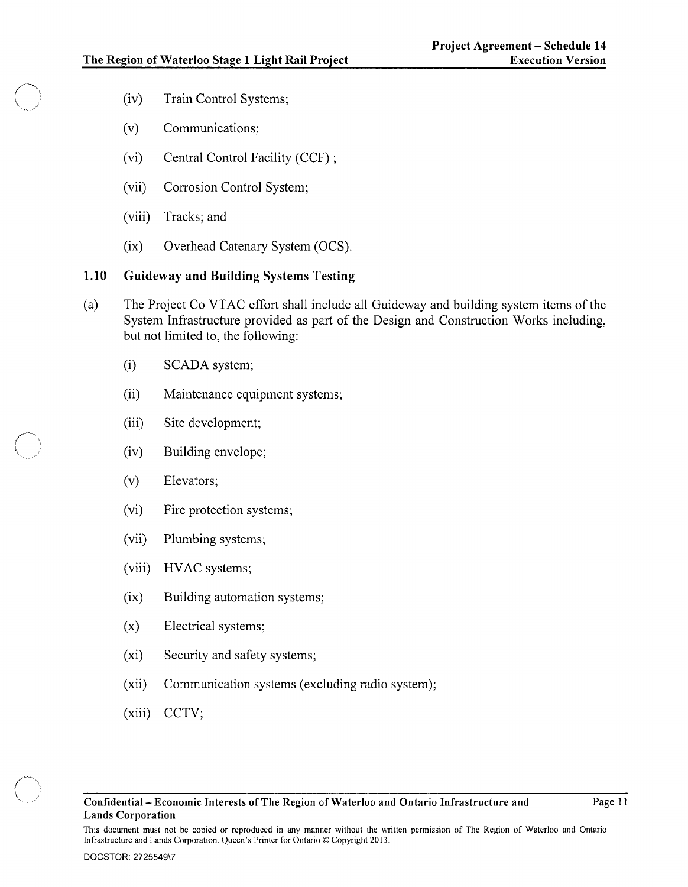(iv) Train Control Systems;

(v) Communications;

(vi) Central Control Facility (CCF) ;

(vii) Corrosion Control System;

(viii) Tracks; and

(ix) Overhead Catenary System (OCS).

### 1.10 Guideway and Building Systems Testing

(a) The Project Co VTAC effort shall include all Guideway and building system items of the System Infrastructure provided as part of the Design and Construction Works including, but not limited to, the following:

(i) SCADA system;

(ii) Maintenance equipment systems;

(iii) Site development;

(iv) Building envelope;

(v) Elevators;

(vi) Fire protection systems;

(vii) Plumbing systems;

(viii) HVAC systems;

(ix) Building automation systems;

(x) Electrical systems;

(xi) Security and safety systems;

(xii) Communication systems (excluding radio system);

(xiii) CCTV;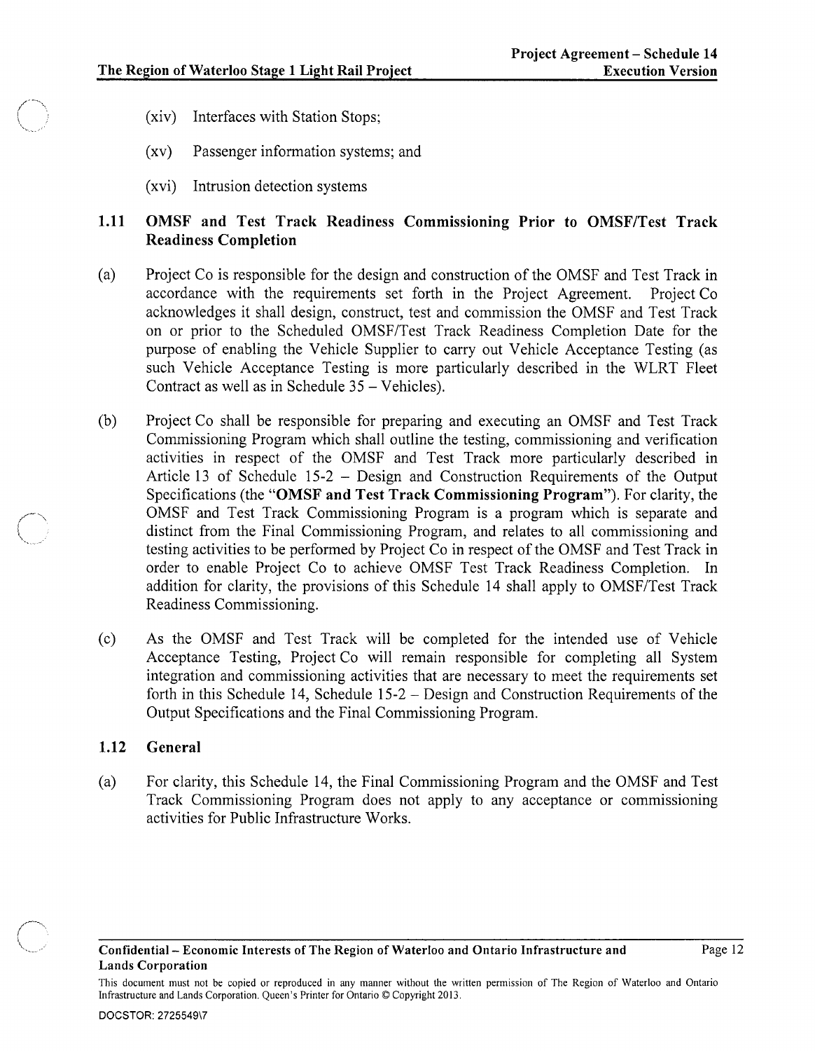(xiv) Interfaces with Station Stops;

(xv) Passenger information systems; and

(xvi) Intrusion detection systems

### 1.11 OMSF and Test Track Readiness Commissioning Prior to OMSF/Test Track Readiness Completion

(a) Project Co is responsible for the design and construction of the OMSF and Test Track in accordance with the requirements set forth in the Project Agreement. Project Co acknowledges it shall design, construct, test and commission the OMSF and Test Track on or prior to the Scheduled OMSF/Test Track Readiness Completion Date for the purpose of enabling the Vehicle Supplier to carry out Vehicle Acceptance Testing (as such Vehicle Acceptance Testing is more particularly described in the WLRT Fleet Contract as well as in Schedule 35 – Vehicles).

(b) Project Co shall be responsible for preparing and executing an OMSF and Test Track Commissioning Program which shall outline the testing, commissioning and verification activities in respect of the OMSF and Test Track more particularly described in Article 13 of Schedule 15-2 – Design and Construction Requirements of the Output Specifications (the "**OMSF and Test Track Commissioning Program**"). For clarity, the OMSF and Test Track Commissioning Program is a program which is separate and distinct from the Final Commissioning Program, and relates to all commissioning and testing activities to be performed by Project Co in respect of the OMSF and Test Track in order to enable Project Co to achieve OMSF Test Track Readiness Completion. In addition for clarity, the provisions of this Schedule 14 shall apply to OMSF/Test Track Readiness Commissioning.

(c) As the OMSF and Test Track will be completed for the intended use of Vehicle Acceptance Testing, Project Co will remain responsible for completing all System integration and commissioning activities that are necessary to meet the requirements set forth in this Schedule 14, Schedule 15-2 – Design and Construction Requirements of the Output Specifications and the Final Commissioning Program.

### 1.12 General

(a) For clarity, this Schedule 14, the Final Commissioning Program and the OMSF and Test Track Commissioning Program does not apply to any acceptance or commissioning activities for Public Infrastructure Works.